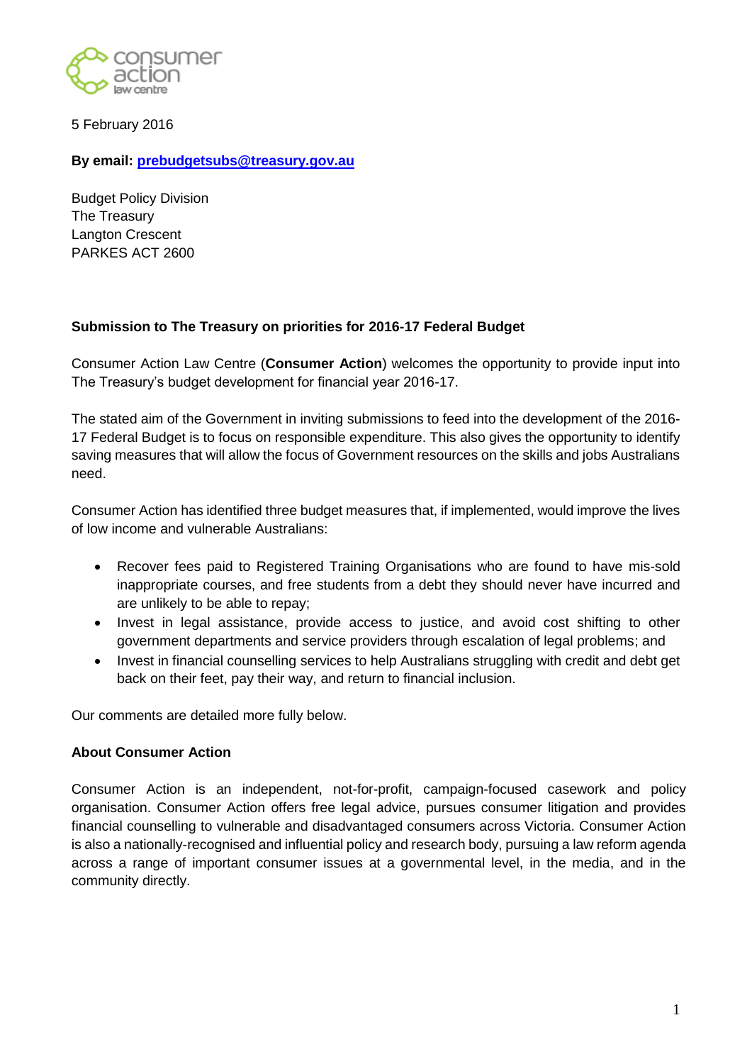5 February 2016

**By email: prebudgetsubs@treasury.gov.au**

Budget Policy Division
The Treasury
Langton Crescent
PARKES ACT 2600

**Submission to The Treasury on priorities for 2016-17 Federal Budget**

Consumer Action Law Centre (**Consumer Action**) welcomes the opportunity to provide input into The Treasury's budget development for financial year 2016-17.

The stated aim of the Government in inviting submissions to feed into the development of the 2016-17 Federal Budget is to focus on responsible expenditure. This also gives the opportunity to identify saving measures that will allow the focus of Government resources on the skills and jobs Australians need.

Consumer Action has identified three budget measures that, if implemented, would improve the lives of low income and vulnerable Australians:

- Recover fees paid to Registered Training Organisations who are found to have mis-sold inappropriate courses, and free students from a debt they should never have incurred and are unlikely to be able to repay;
- Invest in legal assistance, provide access to justice, and avoid cost shifting to other government departments and service providers through escalation of legal problems; and
- Invest in financial counselling services to help Australians struggling with credit and debt get back on their feet, pay their way, and return to financial inclusion.

Our comments are detailed more fully below.

**About Consumer Action**

Consumer Action is an independent, not-for-profit, campaign-focused casework and policy organisation. Consumer Action offers free legal advice, pursues consumer litigation and provides financial counselling to vulnerable and disadvantaged consumers across Victoria. Consumer Action is also a nationally-recognised and influential policy and research body, pursuing a law reform agenda across a range of important consumer issues at a governmental level, in the media, and in the community directly.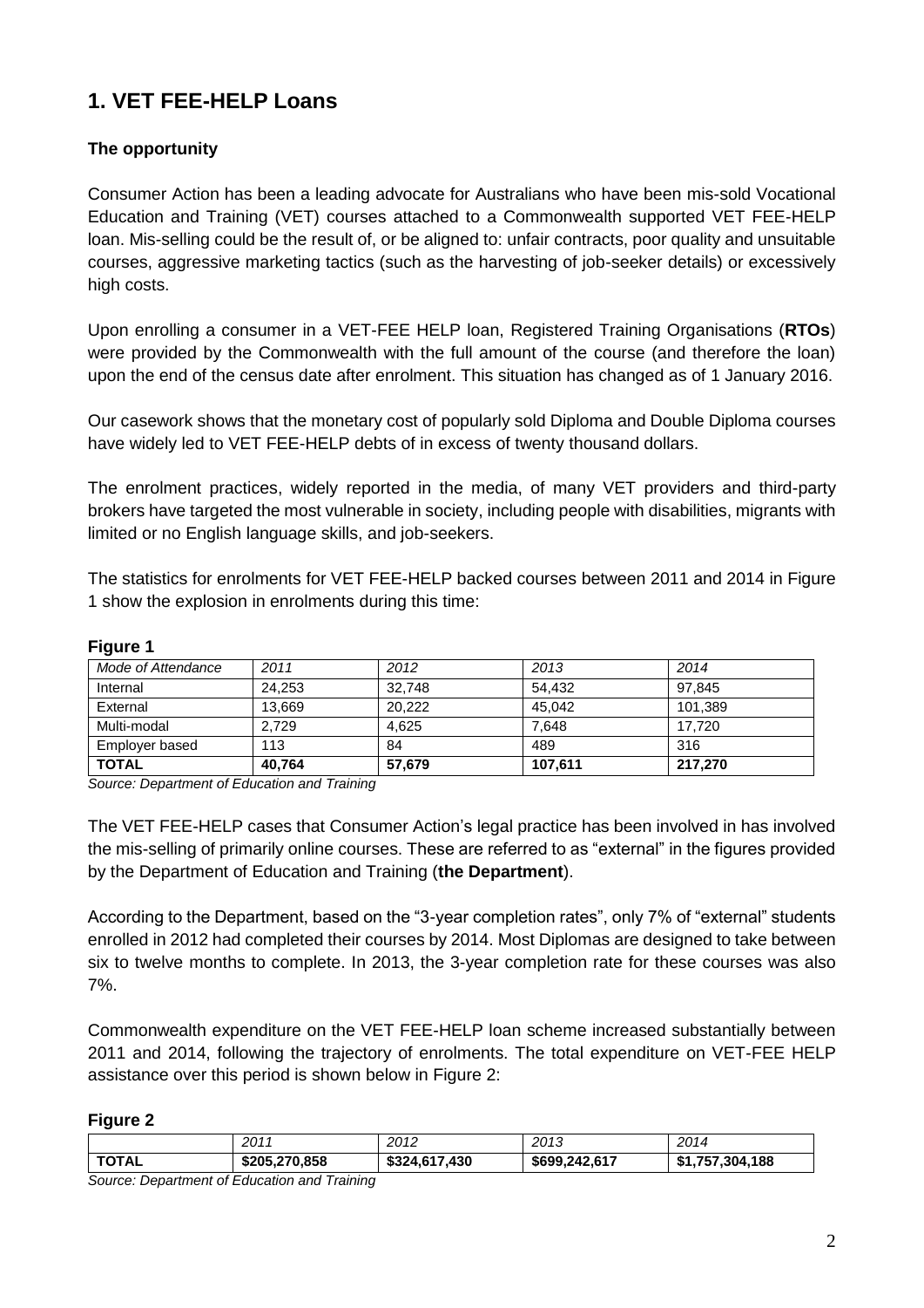## 1. VET FEE-HELP Loans

### The opportunity

Consumer Action has been a leading advocate for Australians who have been mis-sold Vocational Education and Training (VET) courses attached to a Commonwealth supported VET FEE-HELP loan. Mis-selling could be the result of, or be aligned to: unfair contracts, poor quality and unsuitable courses, aggressive marketing tactics (such as the harvesting of job-seeker details) or excessively high costs.

Upon enrolling a consumer in a VET-FEE HELP loan, Registered Training Organisations (**RTOs**) were provided by the Commonwealth with the full amount of the course (and therefore the loan) upon the end of the census date after enrolment. This situation has changed as of 1 January 2016.

Our casework shows that the monetary cost of popularly sold Diploma and Double Diploma courses have widely led to VET FEE-HELP debts of in excess of twenty thousand dollars.

The enrolment practices, widely reported in the media, of many VET providers and third-party brokers have targeted the most vulnerable in society, including people with disabilities, migrants with limited or no English language skills, and job-seekers.

The statistics for enrolments for VET FEE-HELP backed courses between 2011 and 2014 in Figure 1 show the explosion in enrolments during this time:

**Figure 1**

| *Mode of Attendance* | *2011* | *2012* | *2013* | *2014* |
|---|---|---|---|---|
| Internal | 24,253 | 32,748 | 54,432 | 97,845 |
| External | 13,669 | 20,222 | 45,042 | 101,389 |
| Multi-modal | 2,729 | 4,625 | 7,648 | 17,720 |
| Employer based | 113 | 84 | 489 | 316 |
| **TOTAL** | **40,764** | **57,679** | **107,611** | **217,270** |

*Source: Department of Education and Training*

The VET FEE-HELP cases that Consumer Action's legal practice has been involved in has involved the mis-selling of primarily online courses. These are referred to as "external" in the figures provided by the Department of Education and Training (**the Department**).

According to the Department, based on the "3-year completion rates", only 7% of "external" students enrolled in 2012 had completed their courses by 2014. Most Diplomas are designed to take between six to twelve months to complete. In 2013, the 3-year completion rate for these courses was also 7%.

Commonwealth expenditure on the VET FEE-HELP loan scheme increased substantially between 2011 and 2014, following the trajectory of enrolments. The total expenditure on VET-FEE HELP assistance over this period is shown below in Figure 2:

**Figure 2**

| | *2011* | *2012* | *2013* | *2014* |
|---|---|---|---|---|
| **TOTAL** | **$205,270,858** | **$324,617,430** | **$699,242,617** | **$1,757,304,188** |

*Source: Department of Education and Training*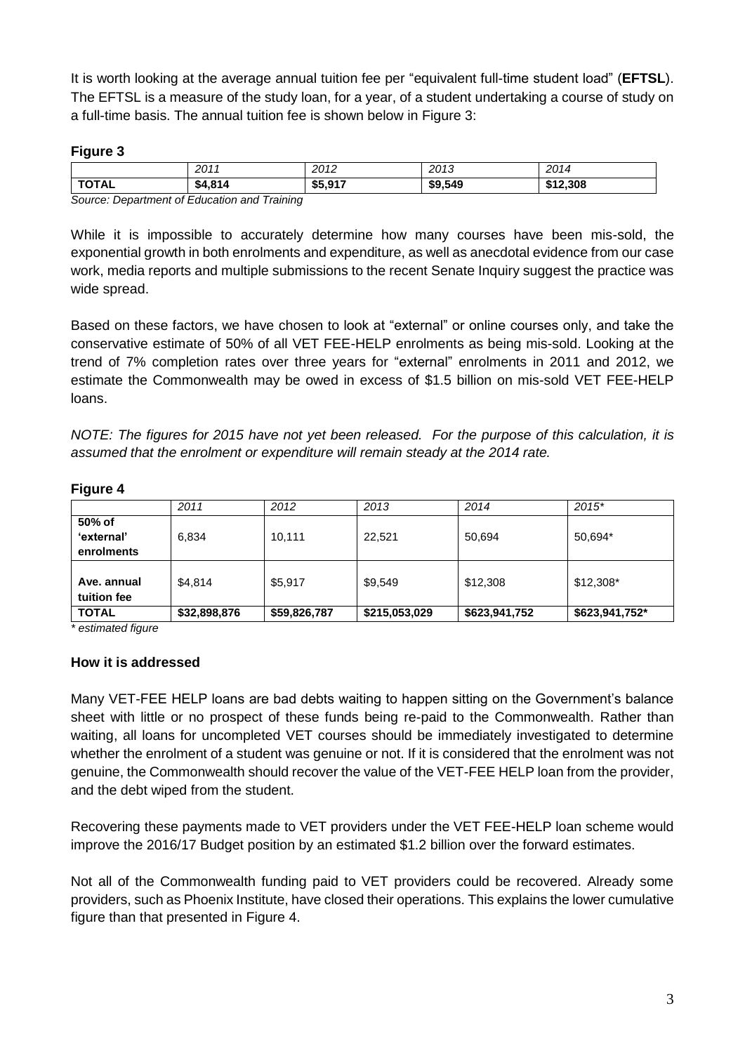It is worth looking at the average annual tuition fee per "equivalent full-time student load" (**EFTSL**). The EFTSL is a measure of the study loan, for a year, of a student undertaking a course of study on a full-time basis. The annual tuition fee is shown below in Figure 3:

**Figure 3**

| | *2011* | *2012* | *2013* | *2014* |
|---|---|---|---|---|
| **TOTAL** | **$4,814** | **$5,917** | **$9,549** | **$12,308** |

*Source: Department of Education and Training*

While it is impossible to accurately determine how many courses have been mis-sold, the exponential growth in both enrolments and expenditure, as well as anecdotal evidence from our case work, media reports and multiple submissions to the recent Senate Inquiry suggest the practice was wide spread.

Based on these factors, we have chosen to look at "external" or online courses only, and take the conservative estimate of 50% of all VET FEE-HELP enrolments as being mis-sold. Looking at the trend of 7% completion rates over three years for "external" enrolments in 2011 and 2012, we estimate the Commonwealth may be owed in excess of $1.5 billion on mis-sold VET FEE-HELP loans.

*NOTE: The figures for 2015 have not yet been released. For the purpose of this calculation, it is assumed that the enrolment or expenditure will remain steady at the 2014 rate.*

**Figure 4**

| | *2011* | *2012* | *2013* | *2014* | *2015** |
|---|---|---|---|---|---|
| **50% of 'external' enrolments** | 6,834 | 10,111 | 22,521 | 50,694 | 50,694* |
| **Ave. annual tuition fee** | $4,814 | $5,917 | $9,549 | $12,308 | $12,308* |
| **TOTAL** | **$32,898,876** | **$59,826,787** | **$215,053,029** | **$623,941,752** | **$623,941,752*** |

*\* estimated figure*

### How it is addressed

Many VET-FEE HELP loans are bad debts waiting to happen sitting on the Government's balance sheet with little or no prospect of these funds being re-paid to the Commonwealth. Rather than waiting, all loans for uncompleted VET courses should be immediately investigated to determine whether the enrolment of a student was genuine or not. If it is considered that the enrolment was not genuine, the Commonwealth should recover the value of the VET-FEE HELP loan from the provider, and the debt wiped from the student.

Recovering these payments made to VET providers under the VET FEE-HELP loan scheme would improve the 2016/17 Budget position by an estimated $1.2 billion over the forward estimates.

Not all of the Commonwealth funding paid to VET providers could be recovered. Already some providers, such as Phoenix Institute, have closed their operations. This explains the lower cumulative figure than that presented in Figure 4.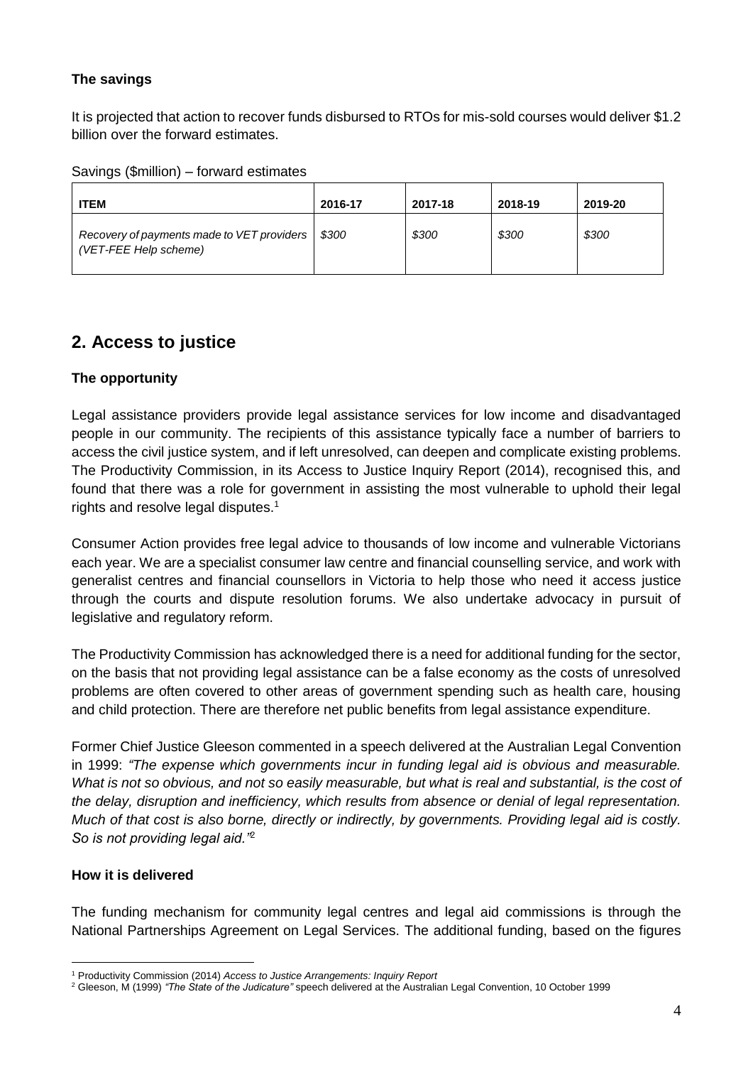**The savings**

It is projected that action to recover funds disbursed to RTOs for mis-sold courses would deliver $1.2 billion over the forward estimates.

Savings ($million) – forward estimates

| ITEM | 2016-17 | 2017-18 | 2018-19 | 2019-20 |
|---|---|---|---|---|
| *Recovery of payments made to VET providers (VET-FEE Help scheme)* | *$300* | *$300* | *$300* | *$300* |

## 2. Access to justice

**The opportunity**

Legal assistance providers provide legal assistance services for low income and disadvantaged people in our community. The recipients of this assistance typically face a number of barriers to access the civil justice system, and if left unresolved, can deepen and complicate existing problems. The Productivity Commission, in its Access to Justice Inquiry Report (2014), recognised this, and found that there was a role for government in assisting the most vulnerable to uphold their legal rights and resolve legal disputes.[1]

Consumer Action provides free legal advice to thousands of low income and vulnerable Victorians each year. We are a specialist consumer law centre and financial counselling service, and work with generalist centres and financial counsellors in Victoria to help those who need it access justice through the courts and dispute resolution forums. We also undertake advocacy in pursuit of legislative and regulatory reform.

The Productivity Commission has acknowledged there is a need for additional funding for the sector, on the basis that not providing legal assistance can be a false economy as the costs of unresolved problems are often covered to other areas of government spending such as health care, housing and child protection. There are therefore net public benefits from legal assistance expenditure.

Former Chief Justice Gleeson commented in a speech delivered at the Australian Legal Convention in 1999: *"The expense which governments incur in funding legal aid is obvious and measurable. What is not so obvious, and not so easily measurable, but what is real and substantial, is the cost of the delay, disruption and inefficiency, which results from absence or denial of legal representation. Much of that cost is also borne, directly or indirectly, by governments. Providing legal aid is costly. So is not providing legal aid."*[2]

**How it is delivered**

The funding mechanism for community legal centres and legal aid commissions is through the National Partnerships Agreement on Legal Services. The additional funding, based on the figures

[1] Productivity Commission (2014) *Access to Justice Arrangements: Inquiry Report*

[2] Gleeson, M (1999) *"The State of the Judicature"* speech delivered at the Australian Legal Convention, 10 October 1999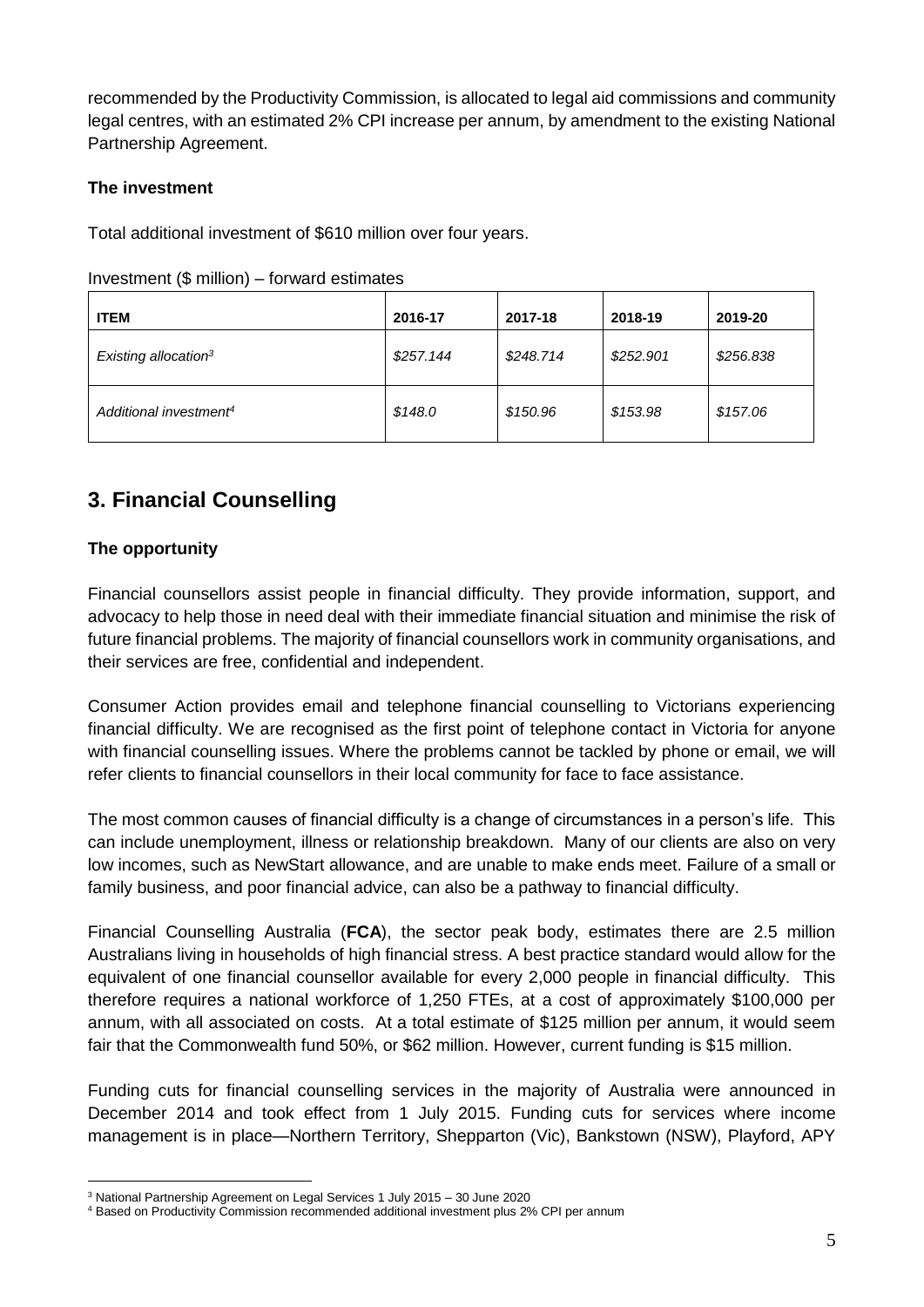recommended by the Productivity Commission, is allocated to legal aid commissions and community legal centres, with an estimated 2% CPI increase per annum, by amendment to the existing National Partnership Agreement.

**The investment**

Total additional investment of $610 million over four years.

Investment ($ million) – forward estimates

| ITEM | 2016-17 | 2017-18 | 2018-19 | 2019-20 |
|---|---|---|---|---|
| *Existing allocation[3]* | *$257.144* | *$248.714* | *$252.901* | *$256.838* |
| *Additional investment[4]* | *$148.0* | *$150.96* | *$153.98* | *$157.06* |

## 3. Financial Counselling

**The opportunity**

Financial counsellors assist people in financial difficulty. They provide information, support, and advocacy to help those in need deal with their immediate financial situation and minimise the risk of future financial problems. The majority of financial counsellors work in community organisations, and their services are free, confidential and independent.

Consumer Action provides email and telephone financial counselling to Victorians experiencing financial difficulty. We are recognised as the first point of telephone contact in Victoria for anyone with financial counselling issues. Where the problems cannot be tackled by phone or email, we will refer clients to financial counsellors in their local community for face to face assistance.

The most common causes of financial difficulty is a change of circumstances in a person's life. This can include unemployment, illness or relationship breakdown. Many of our clients are also on very low incomes, such as NewStart allowance, and are unable to make ends meet. Failure of a small or family business, and poor financial advice, can also be a pathway to financial difficulty.

Financial Counselling Australia (**FCA**), the sector peak body, estimates there are 2.5 million Australians living in households of high financial stress. A best practice standard would allow for the equivalent of one financial counsellor available for every 2,000 people in financial difficulty. This therefore requires a national workforce of 1,250 FTEs, at a cost of approximately $100,000 per annum, with all associated on costs. At a total estimate of $125 million per annum, it would seem fair that the Commonwealth fund 50%, or $62 million. However, current funding is $15 million.

Funding cuts for financial counselling services in the majority of Australia were announced in December 2014 and took effect from 1 July 2015. Funding cuts for services where income management is in place—Northern Territory, Shepparton (Vic), Bankstown (NSW), Playford, APY

[3] National Partnership Agreement on Legal Services 1 July 2015 – 30 June 2020

[4] Based on Productivity Commission recommended additional investment plus 2% CPI per annum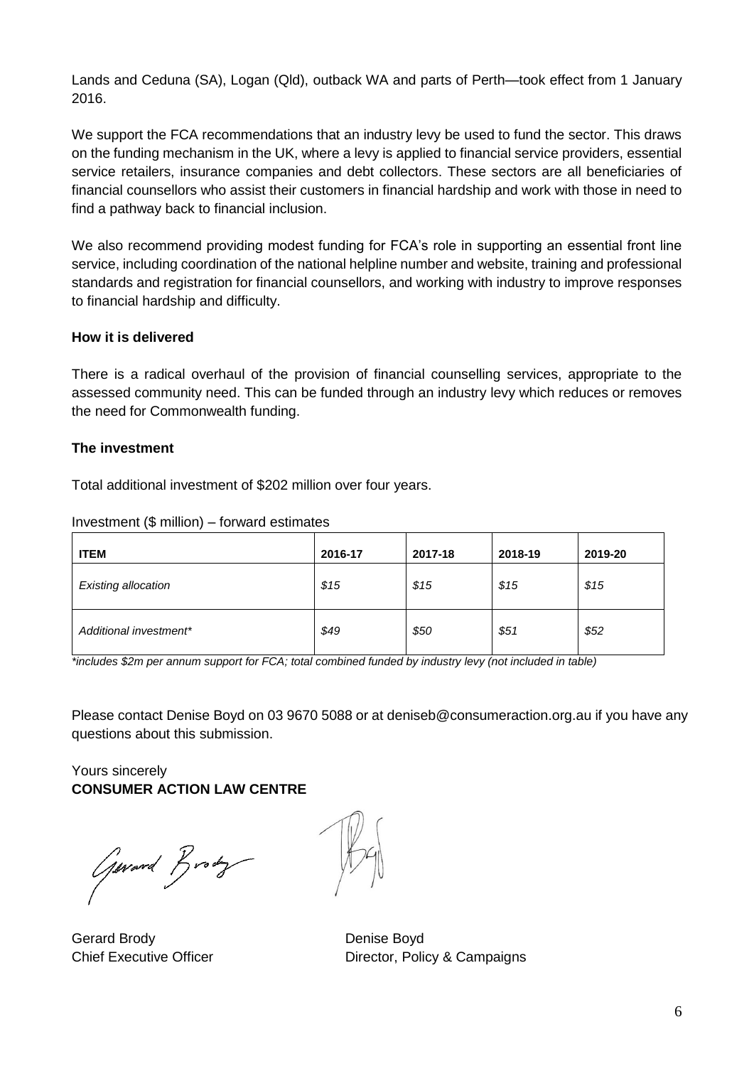Lands and Ceduna (SA), Logan (Qld), outback WA and parts of Perth—took effect from 1 January 2016.

We support the FCA recommendations that an industry levy be used to fund the sector. This draws on the funding mechanism in the UK, where a levy is applied to financial service providers, essential service retailers, insurance companies and debt collectors. These sectors are all beneficiaries of financial counsellors who assist their customers in financial hardship and work with those in need to find a pathway back to financial inclusion.

We also recommend providing modest funding for FCA's role in supporting an essential front line service, including coordination of the national helpline number and website, training and professional standards and registration for financial counsellors, and working with industry to improve responses to financial hardship and difficulty.

**How it is delivered**

There is a radical overhaul of the provision of financial counselling services, appropriate to the assessed community need. This can be funded through an industry levy which reduces or removes the need for Commonwealth funding.

**The investment**

Total additional investment of $202 million over four years.

Investment ($ million) – forward estimates

| **ITEM** | **2016-17** | **2017-18** | **2018-19** | **2019-20** |
|---|---|---|---|---|
| *Existing allocation* | *$15* | *$15* | *$15* | *$15* |
| *Additional investment** | *$49* | *$50* | *$51* | *$52* |

*\*includes $2m per annum support for FCA; total combined funded by industry levy (not included in table)*

Please contact Denise Boyd on 03 9670 5088 or at deniseb@consumeraction.org.au if you have any questions about this submission.

Yours sincerely
**CONSUMER ACTION LAW CENTRE**

Gerard Brody
Chief Executive Officer

Denise Boyd
Director, Policy & Campaigns